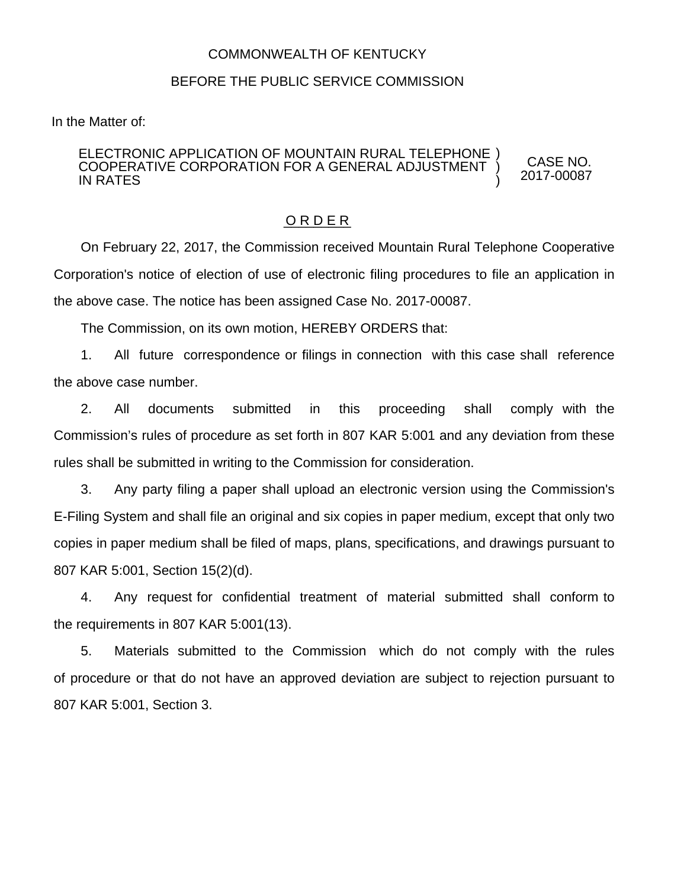COMMONWEALTH OF KENTUCKY

BEFORE THE PUBLIC SERVICE COMMISSION

In the Matter of:

| ELECTRONIC APPLICATION OF MOUNTAIN RURAL TELEPHONE COOPERATIVE CORPORATION FOR A GENERAL ADJUSTMENT IN RATES | ) ) ) | CASE NO. 2017-00087 |
|---|---|---|

O R D E R

On February 22, 2017, the Commission received Mountain Rural Telephone Cooperative Corporation's notice of election of use of electronic filing procedures to file an application in the above case. The notice has been assigned Case No. 2017-00087.

The Commission, on its own motion, HEREBY ORDERS that:

1. All future correspondence or filings in connection with this case shall reference the above case number.

2. All documents submitted in this proceeding shall comply with the Commission's rules of procedure as set forth in 807 KAR 5:001 and any deviation from these rules shall be submitted in writing to the Commission for consideration.

3. Any party filing a paper shall upload an electronic version using the Commission's E-Filing System and shall file an original and six copies in paper medium, except that only two copies in paper medium shall be filed of maps, plans, specifications, and drawings pursuant to 807 KAR 5:001, Section 15(2)(d).

4. Any request for confidential treatment of material submitted shall conform to the requirements in 807 KAR 5:001(13).

5. Materials submitted to the Commission which do not comply with the rules of procedure or that do not have an approved deviation are subject to rejection pursuant to 807 KAR 5:001, Section 3.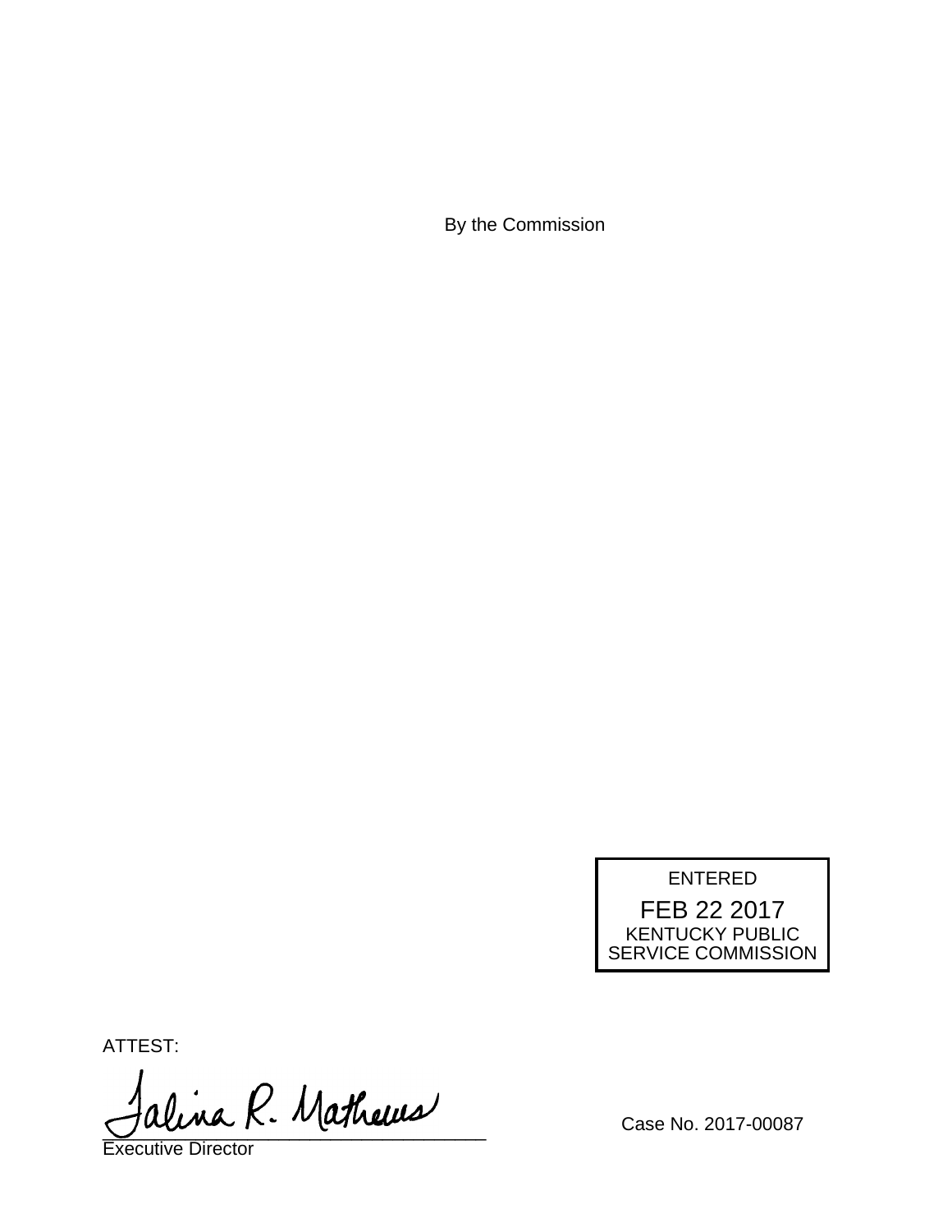By the Commission

ENTERED

FEB 22 2017

KENTUCKY PUBLIC SERVICE COMMISSION

ATTEST:

Talina R. Mathews

Executive Director

Case No. 2017-00087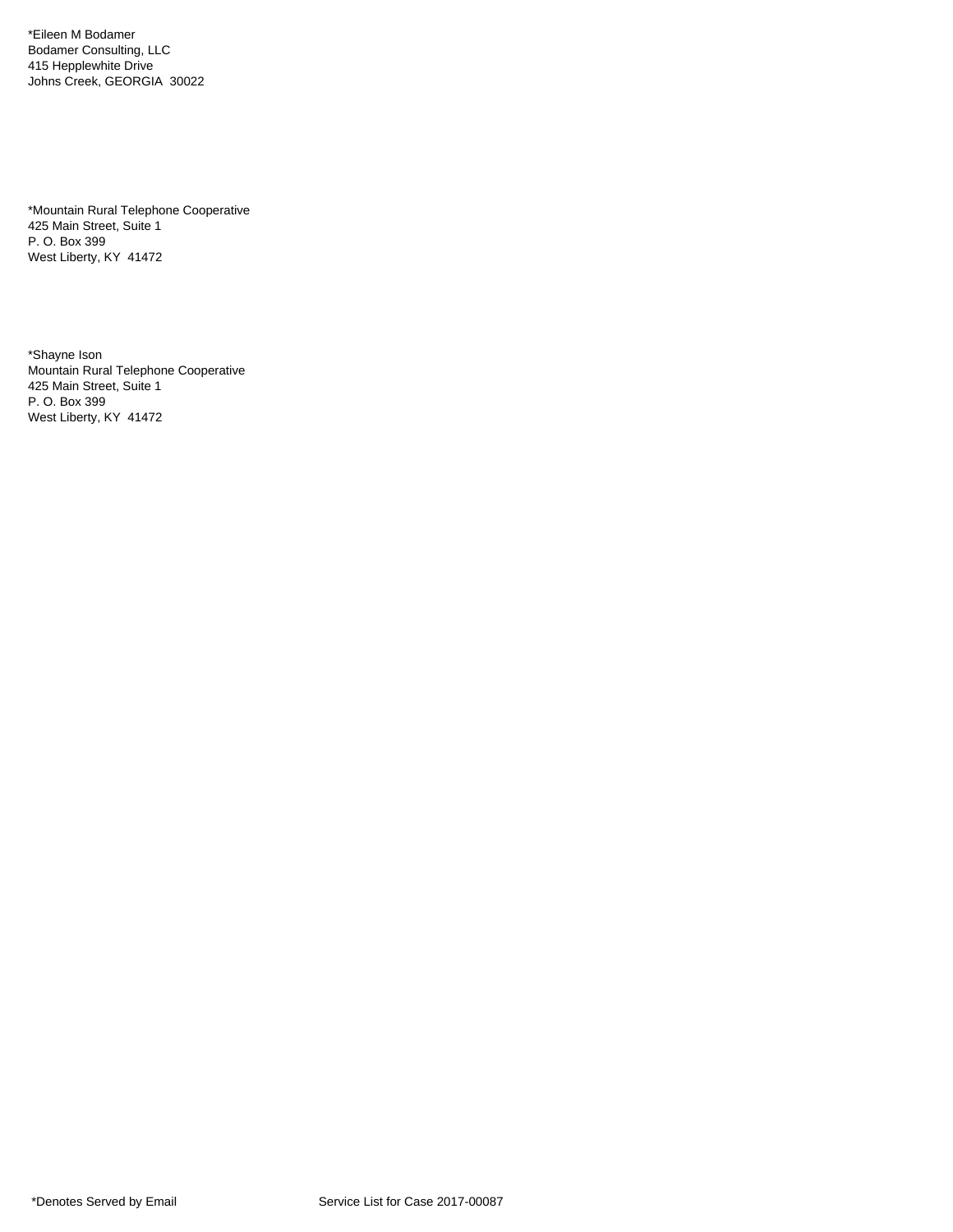*Eileen M Bodamer
Bodamer Consulting, LLC
415 Hepplewhite Drive
Johns Creek, GEORGIA  30022

*Mountain Rural Telephone Cooperative
425 Main Street, Suite 1
P. O. Box 399
West Liberty, KY  41472

*Shayne Ison
Mountain Rural Telephone Cooperative
425 Main Street, Suite 1
P. O. Box 399
West Liberty, KY  41472

*Denotes Served by Email

Service List for Case 2017-00087